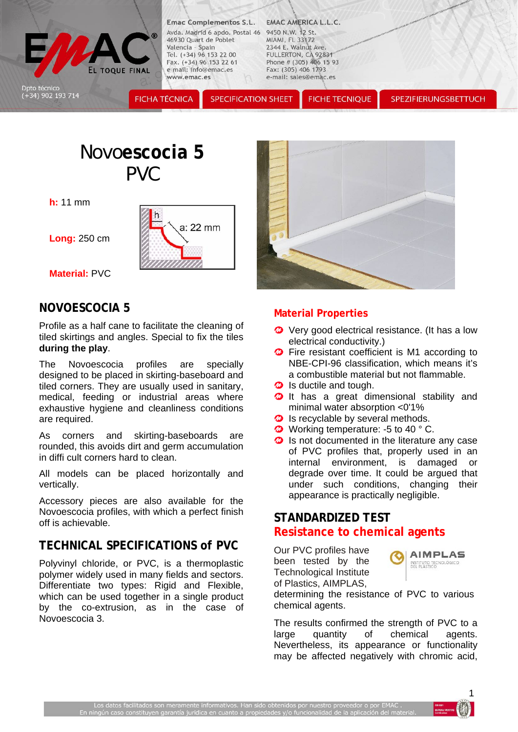Emac Complementos S.L.
Avda. Madrid 6 apdo. Postal 46
46930 Quart de Poblet
Valencia - Spain
Tel. (+34) 96 153 22 00
Fax. (+34) 96 153 22 61
e-mail: info@emac.es
www.emac.es

EMAC AMERICA L.L.C.
9450 N.W. 12 St.
MIAMI, FL 33172
2344 E. Walnut Ave.
FULLERTON, CA 92831
Phone # (305) 406 15 93
Fax: (305) 406 1793
e-mail: sales@emac.es

Dpto técnico
(+34) 902 193 714

FICHA TÉCNICA | SPECIFICATION SHEET | FICHE TECNIQUE | SPEZIFIERUNGSBETTUCH

# Novo**escocia 5**
# PVC

**h:** 11 mm

**Long:** 250 cm

**Material:** PVC

h
a: 22 mm

## NOVOESCOCIA 5

Profile as a half cane to facilitate the cleaning of tiled skirtings and angles. Special to fix the tiles **during the play**.

The Novoescocia profiles are specially designed to be placed in skirting-baseboard and tiled corners. They are usually used in sanitary, medical, feeding or industrial areas where exhaustive hygiene and cleanliness conditions are required.

As corners and skirting-baseboards are rounded, this avoids dirt and germ accumulation in diffi cult corners hard to clean.

All models can be placed horizontally and vertically.

Accessory pieces are also available for the Novoescocia profiles, with which a perfect finish off is achievable.

## TECHNICAL SPECIFICATIONS of PVC

Polyvinyl chloride, or PVC, is a thermoplastic polymer widely used in many fields and sectors. Differentiate two types: Rigid and Flexible, which can be used together in a single product by the co-extrusion, as in the case of Novoescocia 3.

## Material Properties

- Very good electrical resistance. (It has a low electrical conductivity.)
- Fire resistant coefficient is M1 according to NBE-CPI-96 classification, which means it's a combustible material but not flammable.
- Is ductile and tough.
- It has a great dimensional stability and minimal water absorption <0'1%
- Is recyclable by several methods.
- Working temperature: -5 to 40 ° C.
- Is not documented in the literature any case of PVC profiles that, properly used in an internal environment, is damaged or degrade over time. It could be argued that under such conditions, changing their appearance is practically negligible.

## STANDARDIZED TEST
## Resistance to chemical agents

Our PVC profiles have been tested by the Technological Institute of Plastics, AIMPLAS, determining the resistance of PVC to various chemical agents.

The results confirmed the strength of PVC to a large quantity of chemical agents. Nevertheless, its appearance or functionality may be affected negatively with chromic acid,

Los datos facilitados son meramente informativos. Han sido obtenidos por nuestro proveedor o por EMAC.
En ningún caso constituyen garantía jurídica en cuanto a propiedades y/o funcionalidad de la aplicación del material.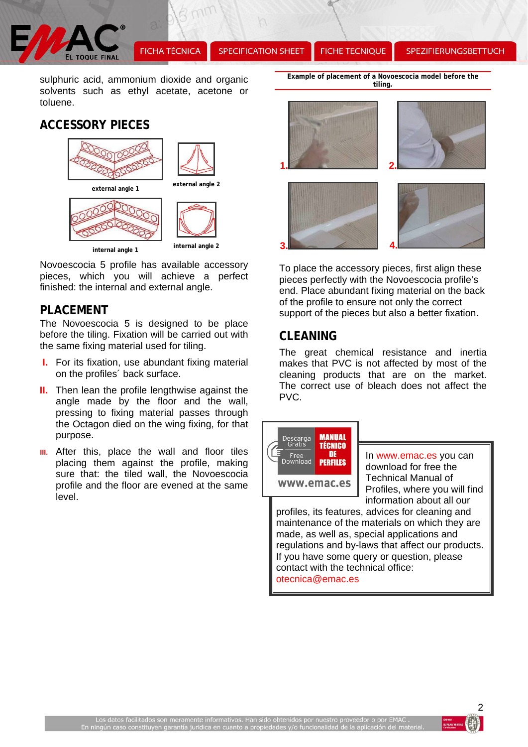sulphuric acid, ammonium dioxide and organic solvents such as ethyl acetate, acetone or toluene.

## ACCESSORY PIECES

external angle 1

external angle 2

internal angle 1

internal angle 2

Novoescocia 5 profile has available accessory pieces, which you will achieve a perfect finished: the internal and external angle.

## PLACEMENT

The Novoescocia 5 is designed to be place before the tiling. Fixation will be carried out with the same fixing material used for tiling.

I. For its fixation, use abundant fixing material on the profiles´ back surface.

II. Then lean the profile lengthwise against the angle made by the floor and the wall, pressing to fixing material passes through the Octagon died on the wing fixing, for that purpose.

III. After this, place the wall and floor tiles placing them against the profile, making sure that: the tiled wall, the Novoescocia profile and the floor are evened at the same level.

**Example of placement of a Novoescocia model before the tiling.**

1.

2.

3.

4.

To place the accessory pieces, first align these pieces perfectly with the Novoescocia profile's end. Place abundant fixing material on the back of the profile to ensure not only the correct support of the pieces but also a better fixation.

## CLEANING

The great chemical resistance and inertia makes that PVC is not affected by most of the cleaning products that are on the market. The correct use of bleach does not affect the PVC.

Descarga Gratis / Free Download — MANUAL TÉCNICO DE PERFILES — www.emac.es

In www.emac.es you can download for free the Technical Manual of Profiles, where you will find information about all our profiles, its features, advices for cleaning and maintenance of the materials on which they are made, as well as, special applications and regulations and by-laws that affect our products. If you have some query or question, please contact with the technical office: otecnica@emac.es